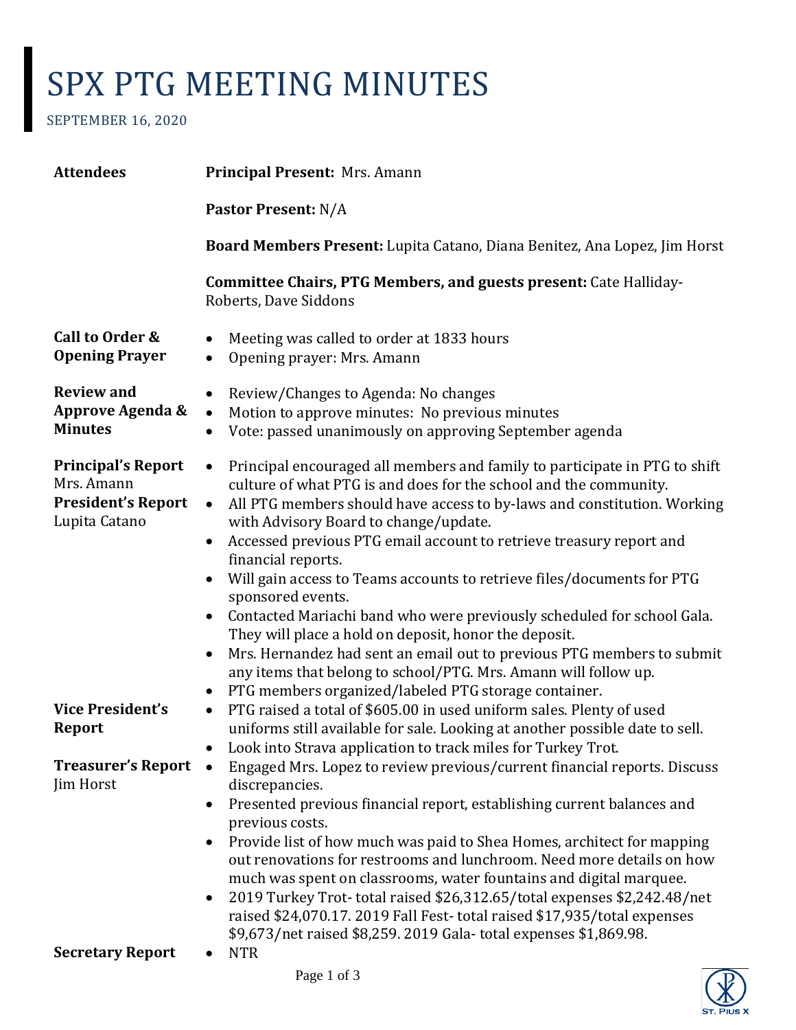# SPX PTG MEETING MINUTES

SEPTEMBER 16, 2020

| | |
|---|---|
| **Attendees** | **Principal Present:** Mrs. Amann<br><br>**Pastor Present:** N/A<br><br>**Board Members Present:** Lupita Catano, Diana Benitez, Ana Lopez, Jim Horst<br><br>**Committee Chairs, PTG Members, and guests present:** Cate Halliday-Roberts, Dave Siddons |
| **Call to Order & Opening Prayer** | • Meeting was called to order at 1833 hours<br>• Opening prayer: Mrs. Amann |
| **Review and Approve Agenda & Minutes** | • Review/Changes to Agenda: No changes<br>• Motion to approve minutes: No previous minutes<br>• Vote: passed unanimously on approving September agenda |
| **Principal's Report** Mrs. Amann<br>**President's Report** Lupita Catano | • Principal encouraged all members and family to participate in PTG to shift culture of what PTG is and does for the school and the community.<br>• All PTG members should have access to by-laws and constitution. Working with Advisory Board to change/update.<br>• Accessed previous PTG email account to retrieve treasury report and financial reports.<br>• Will gain access to Teams accounts to retrieve files/documents for PTG sponsored events.<br>• Contacted Mariachi band who were previously scheduled for school Gala. They will place a hold on deposit, honor the deposit.<br>• Mrs. Hernandez had sent an email out to previous PTG members to submit any items that belong to school/PTG. Mrs. Amann will follow up.<br>• PTG members organized/labeled PTG storage container. |
| **Vice President's Report** | • PTG raised a total of $605.00 in used uniform sales. Plenty of used uniforms still available for sale. Looking at another possible date to sell.<br>• Look into Strava application to track miles for Turkey Trot. |
| **Treasurer's Report** Jim Horst | • Engaged Mrs. Lopez to review previous/current financial reports. Discuss discrepancies.<br>• Presented previous financial report, establishing current balances and previous costs.<br>• Provide list of how much was paid to Shea Homes, architect for mapping out renovations for restrooms and lunchroom. Need more details on how much was spent on classrooms, water fountains and digital marquee.<br>• 2019 Turkey Trot- total raised $26,312.65/total expenses $2,242.48/net raised $24,070.17. 2019 Fall Fest- total raised $17,935/total expenses $9,673/net raised $8,259. 2019 Gala- total expenses $1,869.98. |
| **Secretary Report** | • NTR |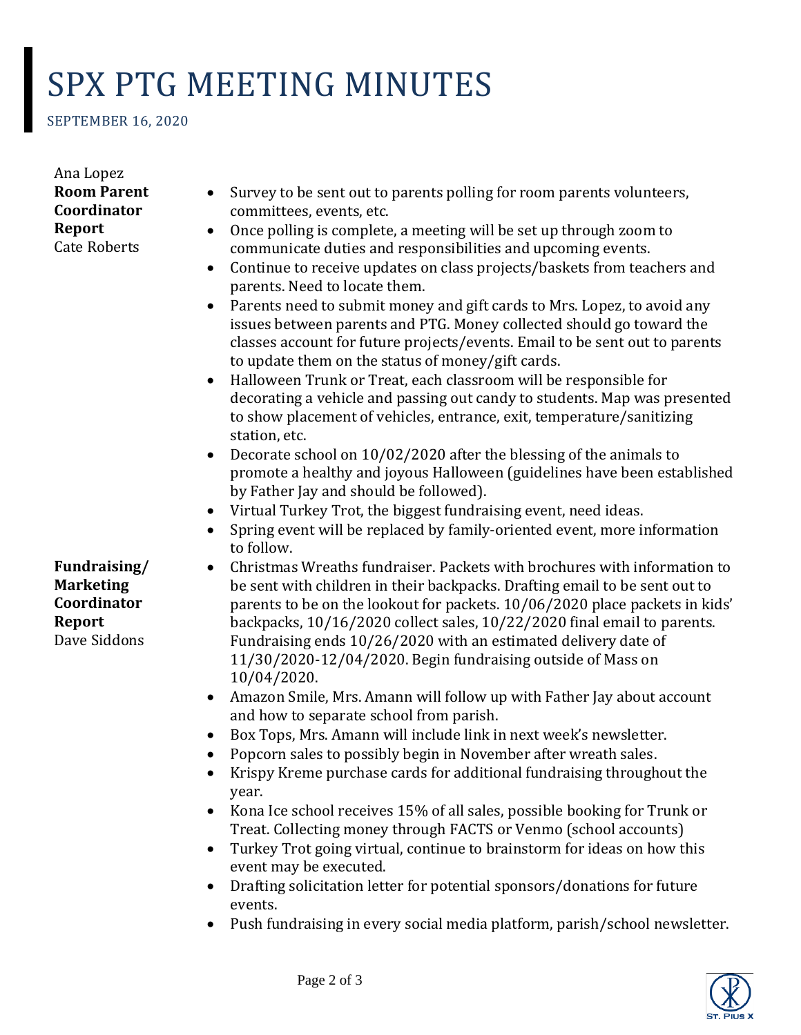# SPX PTG MEETING MINUTES

SEPTEMBER 16, 2020

Ana Lopez

**Room Parent Coordinator Report**
Cate Roberts

- Survey to be sent out to parents polling for room parents volunteers, committees, events, etc.
- Once polling is complete, a meeting will be set up through zoom to communicate duties and responsibilities and upcoming events.
- Continue to receive updates on class projects/baskets from teachers and parents. Need to locate them.
- Parents need to submit money and gift cards to Mrs. Lopez, to avoid any issues between parents and PTG. Money collected should go toward the classes account for future projects/events. Email to be sent out to parents to update them on the status of money/gift cards.
- Halloween Trunk or Treat, each classroom will be responsible for decorating a vehicle and passing out candy to students. Map was presented to show placement of vehicles, entrance, exit, temperature/sanitizing station, etc.
- Decorate school on 10/02/2020 after the blessing of the animals to promote a healthy and joyous Halloween (guidelines have been established by Father Jay and should be followed).
- Virtual Turkey Trot, the biggest fundraising event, need ideas.
- Spring event will be replaced by family-oriented event, more information to follow.

**Fundraising/ Marketing Coordinator Report**
Dave Siddons

- Christmas Wreaths fundraiser. Packets with brochures with information to be sent with children in their backpacks. Drafting email to be sent out to parents to be on the lookout for packets. 10/06/2020 place packets in kids' backpacks, 10/16/2020 collect sales, 10/22/2020 final email to parents. Fundraising ends 10/26/2020 with an estimated delivery date of 11/30/2020-12/04/2020. Begin fundraising outside of Mass on 10/04/2020.
- Amazon Smile, Mrs. Amann will follow up with Father Jay about account and how to separate school from parish.
- Box Tops, Mrs. Amann will include link in next week's newsletter.
- Popcorn sales to possibly begin in November after wreath sales.
- Krispy Kreme purchase cards for additional fundraising throughout the year.
- Kona Ice school receives 15% of all sales, possible booking for Trunk or Treat. Collecting money through FACTS or Venmo (school accounts)
- Turkey Trot going virtual, continue to brainstorm for ideas on how this event may be executed.
- Drafting solicitation letter for potential sponsors/donations for future events.
- Push fundraising in every social media platform, parish/school newsletter.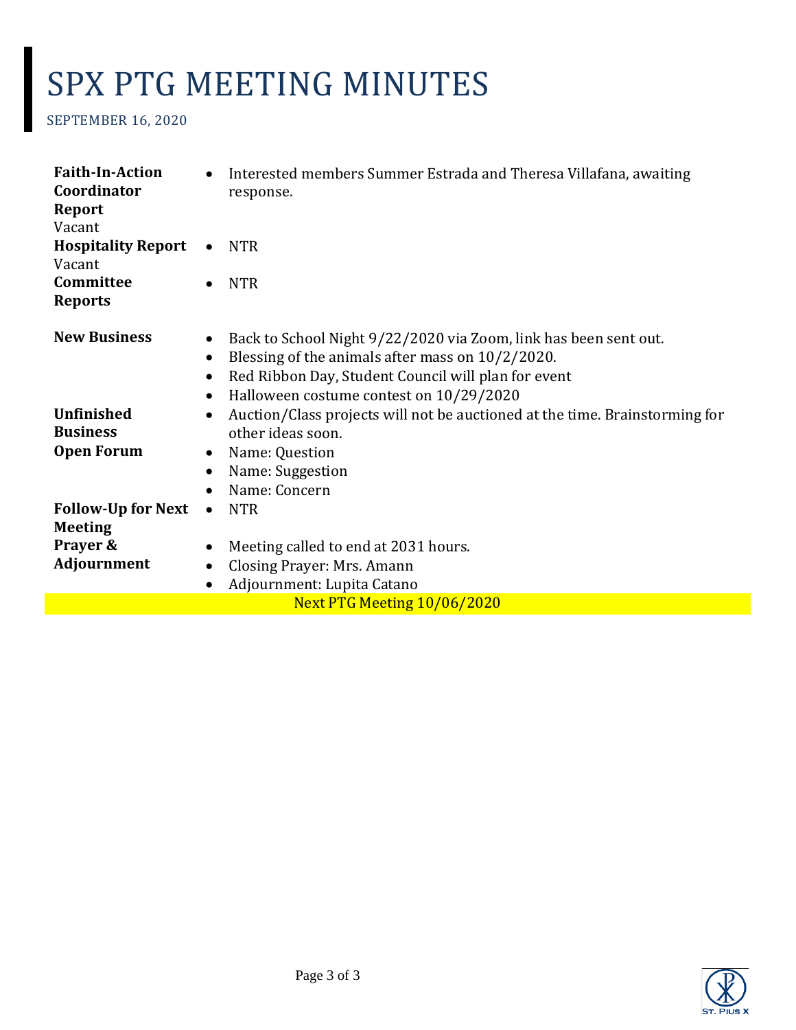# SPX PTG MEETING MINUTES

SEPTEMBER 16, 2020

| | |
|---|---|
| **Faith-In-Action Coordinator Report** Vacant | • Interested members Summer Estrada and Theresa Villafana, awaiting response. |
| **Hospitality Report** Vacant | • NTR |
| **Committee Reports** | • NTR |
| **New Business** | • Back to School Night 9/22/2020 via Zoom, link has been sent out.<br>• Blessing of the animals after mass on 10/2/2020.<br>• Red Ribbon Day, Student Council will plan for event<br>• Halloween costume contest on 10/29/2020 |
| **Unfinished Business** | • Auction/Class projects will not be auctioned at the time. Brainstorming for other ideas soon. |
| **Open Forum** | • Name: Question<br>• Name: Suggestion<br>• Name: Concern |
| **Follow-Up for Next Meeting** | • NTR |
| **Prayer & Adjournment** | • Meeting called to end at 2031 hours.<br>• Closing Prayer: Mrs. Amann<br>• Adjournment: Lupita Catano |

Next PTG Meeting 10/06/2020